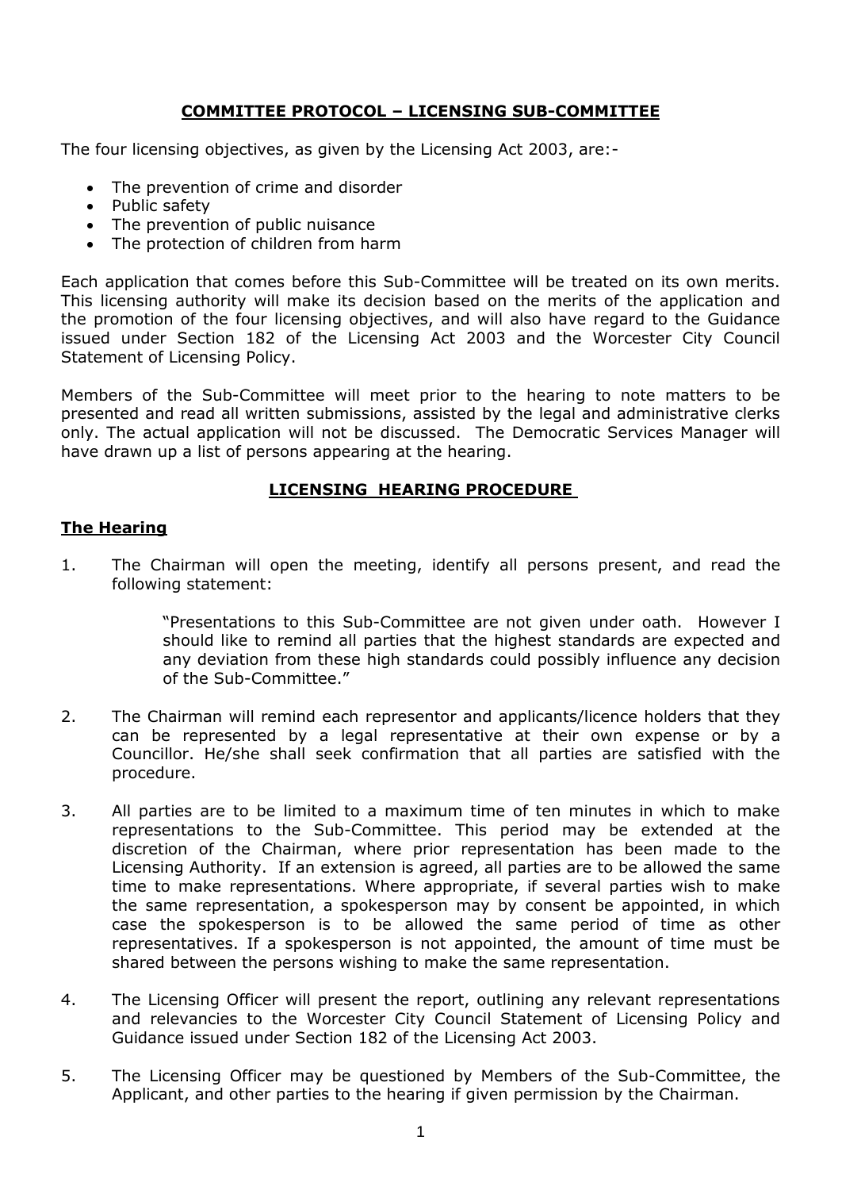# COMMITTEE PROTOCOL – LICENSING SUB-COMMITTEE

The four licensing objectives, as given by the Licensing Act 2003, are:-

- The prevention of crime and disorder
- Public safety
- The prevention of public nuisance
- The protection of children from harm

Each application that comes before this Sub-Committee will be treated on its own merits. This licensing authority will make its decision based on the merits of the application and the promotion of the four licensing objectives, and will also have regard to the Guidance issued under Section 182 of the Licensing Act 2003 and the Worcester City Council Statement of Licensing Policy.

Members of the Sub-Committee will meet prior to the hearing to note matters to be presented and read all written submissions, assisted by the legal and administrative clerks only. The actual application will not be discussed. The Democratic Services Manager will have drawn up a list of persons appearing at the hearing.

## LICENSING HEARING PROCEDURE

### The Hearing

1. The Chairman will open the meeting, identify all persons present, and read the following statement:

   > "Presentations to this Sub-Committee are not given under oath. However I should like to remind all parties that the highest standards are expected and any deviation from these high standards could possibly influence any decision of the Sub-Committee."

2. The Chairman will remind each representor and applicants/licence holders that they can be represented by a legal representative at their own expense or by a Councillor. He/she shall seek confirmation that all parties are satisfied with the procedure.

3. All parties are to be limited to a maximum time of ten minutes in which to make representations to the Sub-Committee. This period may be extended at the discretion of the Chairman, where prior representation has been made to the Licensing Authority. If an extension is agreed, all parties are to be allowed the same time to make representations. Where appropriate, if several parties wish to make the same representation, a spokesperson may by consent be appointed, in which case the spokesperson is to be allowed the same period of time as other representatives. If a spokesperson is not appointed, the amount of time must be shared between the persons wishing to make the same representation.

4. The Licensing Officer will present the report, outlining any relevant representations and relevancies to the Worcester City Council Statement of Licensing Policy and Guidance issued under Section 182 of the Licensing Act 2003.

5. The Licensing Officer may be questioned by Members of the Sub-Committee, the Applicant, and other parties to the hearing if given permission by the Chairman.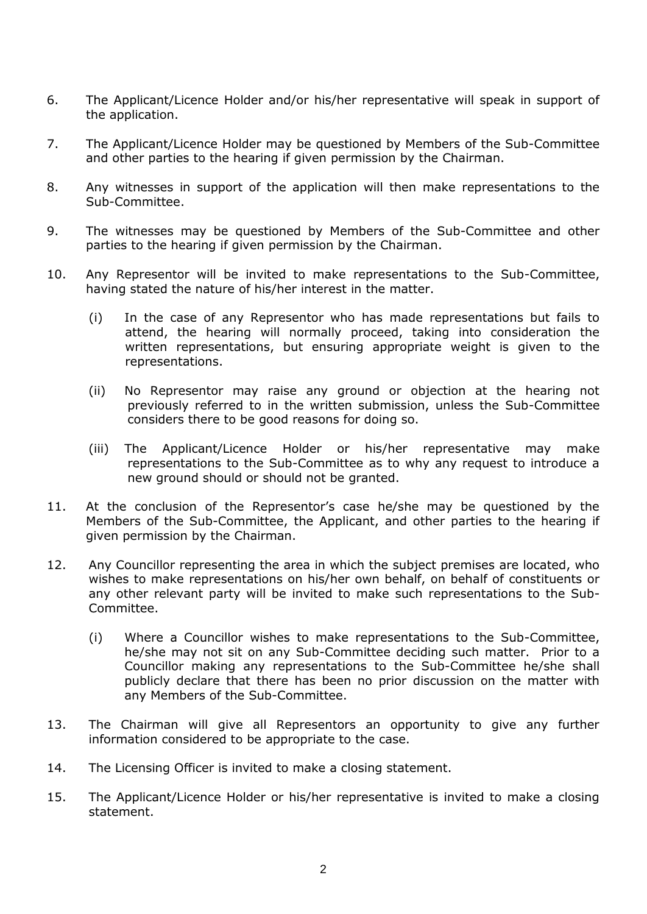6. The Applicant/Licence Holder and/or his/her representative will speak in support of the application.

7. The Applicant/Licence Holder may be questioned by Members of the Sub-Committee and other parties to the hearing if given permission by the Chairman.

8. Any witnesses in support of the application will then make representations to the Sub-Committee.

9. The witnesses may be questioned by Members of the Sub-Committee and other parties to the hearing if given permission by the Chairman.

10. Any Representor will be invited to make representations to the Sub-Committee, having stated the nature of his/her interest in the matter.

    (i) In the case of any Representor who has made representations but fails to attend, the hearing will normally proceed, taking into consideration the written representations, but ensuring appropriate weight is given to the representations.

    (ii) No Representor may raise any ground or objection at the hearing not previously referred to in the written submission, unless the Sub-Committee considers there to be good reasons for doing so.

    (iii) The Applicant/Licence Holder or his/her representative may make representations to the Sub-Committee as to why any request to introduce a new ground should or should not be granted.

11. At the conclusion of the Representor's case he/she may be questioned by the Members of the Sub-Committee, the Applicant, and other parties to the hearing if given permission by the Chairman.

12. Any Councillor representing the area in which the subject premises are located, who wishes to make representations on his/her own behalf, on behalf of constituents or any other relevant party will be invited to make such representations to the Sub-Committee.

    (i) Where a Councillor wishes to make representations to the Sub-Committee, he/she may not sit on any Sub-Committee deciding such matter. Prior to a Councillor making any representations to the Sub-Committee he/she shall publicly declare that there has been no prior discussion on the matter with any Members of the Sub-Committee.

13. The Chairman will give all Representors an opportunity to give any further information considered to be appropriate to the case.

14. The Licensing Officer is invited to make a closing statement.

15. The Applicant/Licence Holder or his/her representative is invited to make a closing statement.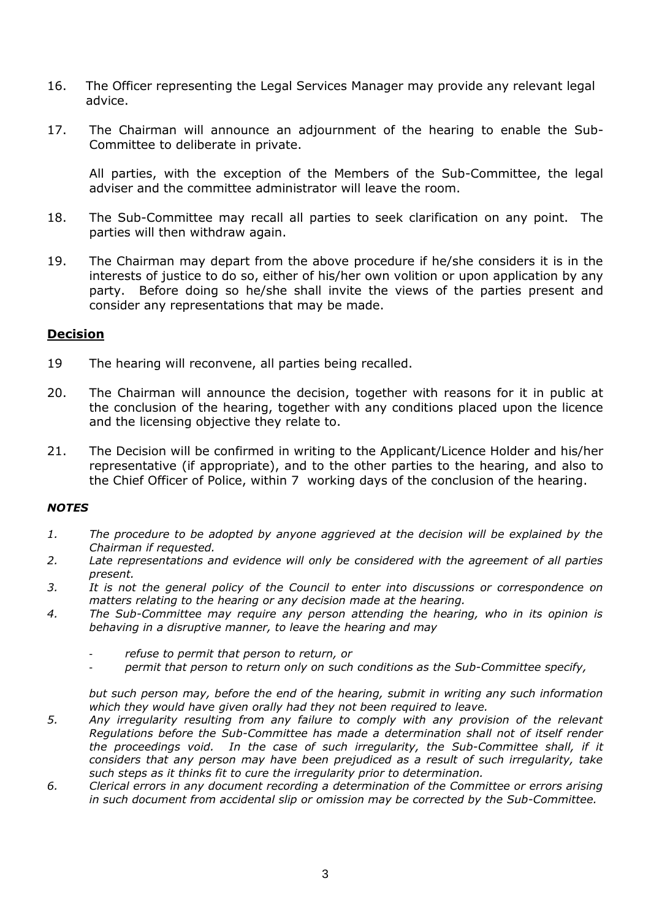16. The Officer representing the Legal Services Manager may provide any relevant legal advice.

17. The Chairman will announce an adjournment of the hearing to enable the Sub-Committee to deliberate in private.

    All parties, with the exception of the Members of the Sub-Committee, the legal adviser and the committee administrator will leave the room.

18. The Sub-Committee may recall all parties to seek clarification on any point. The parties will then withdraw again.

19. The Chairman may depart from the above procedure if he/she considers it is in the interests of justice to do so, either of his/her own volition or upon application by any party. Before doing so he/she shall invite the views of the parties present and consider any representations that may be made.

## Decision

19 The hearing will reconvene, all parties being recalled.

20. The Chairman will announce the decision, together with reasons for it in public at the conclusion of the hearing, together with any conditions placed upon the licence and the licensing objective they relate to.

21. The Decision will be confirmed in writing to the Applicant/Licence Holder and his/her representative (if appropriate), and to the other parties to the hearing, and also to the Chief Officer of Police, within 7 working days of the conclusion of the hearing.

### *NOTES*

1. *The procedure to be adopted by anyone aggrieved at the decision will be explained by the Chairman if requested.*
2. *Late representations and evidence will only be considered with the agreement of all parties present.*
3. *It is not the general policy of the Council to enter into discussions or correspondence on matters relating to the hearing or any decision made at the hearing.*
4. *The Sub-Committee may require any person attending the hearing, who in its opinion is behaving in a disruptive manner, to leave the hearing and may*

   - *refuse to permit that person to return, or*
   - *permit that person to return only on such conditions as the Sub-Committee specify,*

   *but such person may, before the end of the hearing, submit in writing any such information which they would have given orally had they not been required to leave.*
5. *Any irregularity resulting from any failure to comply with any provision of the relevant Regulations before the Sub-Committee has made a determination shall not of itself render the proceedings void. In the case of such irregularity, the Sub-Committee shall, if it considers that any person may have been prejudiced as a result of such irregularity, take such steps as it thinks fit to cure the irregularity prior to determination.*
6. *Clerical errors in any document recording a determination of the Committee or errors arising in such document from accidental slip or omission may be corrected by the Sub-Committee.*